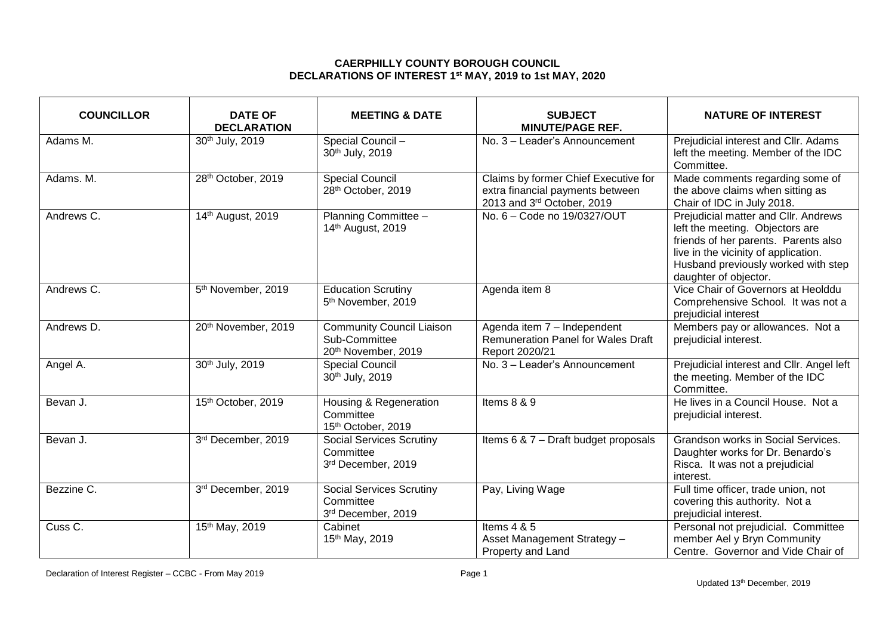# CAERPHILLY COUNTY BOROUGH COUNCIL
## DECLARATIONS OF INTEREST 1st MAY, 2019 to 1st MAY, 2020

| COUNCILLOR | DATE OF DECLARATION | MEETING & DATE | SUBJECT MINUTE/PAGE REF. | NATURE OF INTEREST |
|---|---|---|---|---|
| Adams M. | 30th July, 2019 | Special Council – 30th July, 2019 | No. 3 – Leader's Announcement | Prejudicial interest and Cllr. Adams left the meeting. Member of the IDC Committee. |
| Adams. M. | 28th October, 2019 | Special Council 28th October, 2019 | Claims by former Chief Executive for extra financial payments between 2013 and 3rd October, 2019 | Made comments regarding some of the above claims when sitting as Chair of IDC in July 2018. |
| Andrews C. | 14th August, 2019 | Planning Committee – 14th August, 2019 | No. 6 – Code no 19/0327/OUT | Prejudicial matter and Cllr. Andrews left the meeting. Objectors are friends of her parents. Parents also live in the vicinity of application. Husband previously worked with step daughter of objector. |
| Andrews C. | 5th November, 2019 | Education Scrutiny 5th November, 2019 | Agenda item 8 | Vice Chair of Governors at Heolddu Comprehensive School. It was not a prejudicial interest |
| Andrews D. | 20th November, 2019 | Community Council Liaison Sub-Committee 20th November, 2019 | Agenda item 7 – Independent Remuneration Panel for Wales Draft Report 2020/21 | Members pay or allowances. Not a prejudicial interest. |
| Angel A. | 30th July, 2019 | Special Council 30th July, 2019 | No. 3 – Leader's Announcement | Prejudicial interest and Cllr. Angel left the meeting. Member of the IDC Committee. |
| Bevan J. | 15th October, 2019 | Housing & Regeneration Committee 15th October, 2019 | Items 8 & 9 | He lives in a Council House. Not a prejudicial interest. |
| Bevan J. | 3rd December, 2019 | Social Services Scrutiny Committee 3rd December, 2019 | Items 6 & 7 – Draft budget proposals | Grandson works in Social Services. Daughter works for Dr. Benardo's Risca. It was not a prejudicial interest. |
| Bezzine C. | 3rd December, 2019 | Social Services Scrutiny Committee 3rd December, 2019 | Pay, Living Wage | Full time officer, trade union, not covering this authority. Not a prejudicial interest. |
| Cuss C. | 15th May, 2019 | Cabinet 15th May, 2019 | Items 4 & 5 Asset Management Strategy – Property and Land | Personal not prejudicial. Committee member Ael y Bryn Community Centre. Governor and Vide Chair of |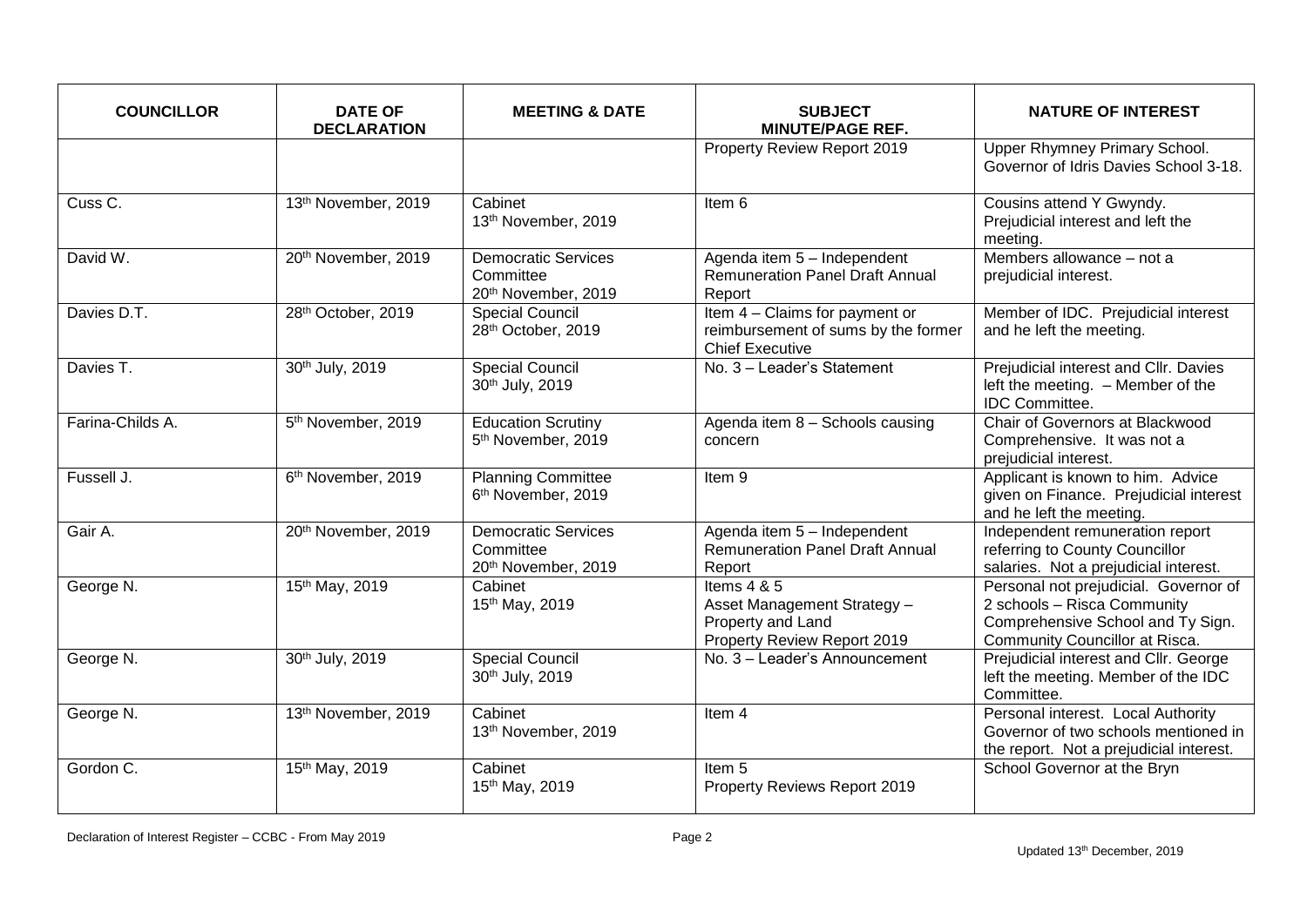| COUNCILLOR | DATE OF DECLARATION | MEETING & DATE | SUBJECT MINUTE/PAGE REF. | NATURE OF INTEREST |
|---|---|---|---|---|
| | | | Property Review Report 2019 | Upper Rhymney Primary School. Governor of Idris Davies School 3-18. |
| Cuss C. | 13th November, 2019 | Cabinet 13th November, 2019 | Item 6 | Cousins attend Y Gwyndy. Prejudicial interest and left the meeting. |
| David W. | 20th November, 2019 | Democratic Services Committee 20th November, 2019 | Agenda item 5 – Independent Remuneration Panel Draft Annual Report | Members allowance – not a prejudicial interest. |
| Davies D.T. | 28th October, 2019 | Special Council 28th October, 2019 | Item 4 – Claims for payment or reimbursement of sums by the former Chief Executive | Member of IDC. Prejudicial interest and he left the meeting. |
| Davies T. | 30th July, 2019 | Special Council 30th July, 2019 | No. 3 – Leader's Statement | Prejudicial interest and Cllr. Davies left the meeting. – Member of the IDC Committee. |
| Farina-Childs A. | 5th November, 2019 | Education Scrutiny 5th November, 2019 | Agenda item 8 – Schools causing concern | Chair of Governors at Blackwood Comprehensive. It was not a prejudicial interest. |
| Fussell J. | 6th November, 2019 | Planning Committee 6th November, 2019 | Item 9 | Applicant is known to him. Advice given on Finance. Prejudicial interest and he left the meeting. |
| Gair A. | 20th November, 2019 | Democratic Services Committee 20th November, 2019 | Agenda item 5 – Independent Remuneration Panel Draft Annual Report | Independent remuneration report referring to County Councillor salaries. Not a prejudicial interest. |
| George N. | 15th May, 2019 | Cabinet 15th May, 2019 | Items 4 & 5 Asset Management Strategy – Property and Land Property Review Report 2019 | Personal not prejudicial. Governor of 2 schools – Risca Community Comprehensive School and Ty Sign. Community Councillor at Risca. |
| George N. | 30th July, 2019 | Special Council 30th July, 2019 | No. 3 – Leader's Announcement | Prejudicial interest and Cllr. George left the meeting. Member of the IDC Committee. |
| George N. | 13th November, 2019 | Cabinet 13th November, 2019 | Item 4 | Personal interest. Local Authority Governor of two schools mentioned in the report. Not a prejudicial interest. |
| Gordon C. | 15th May, 2019 | Cabinet 15th May, 2019 | Item 5 Property Reviews Report 2019 | School Governor at the Bryn |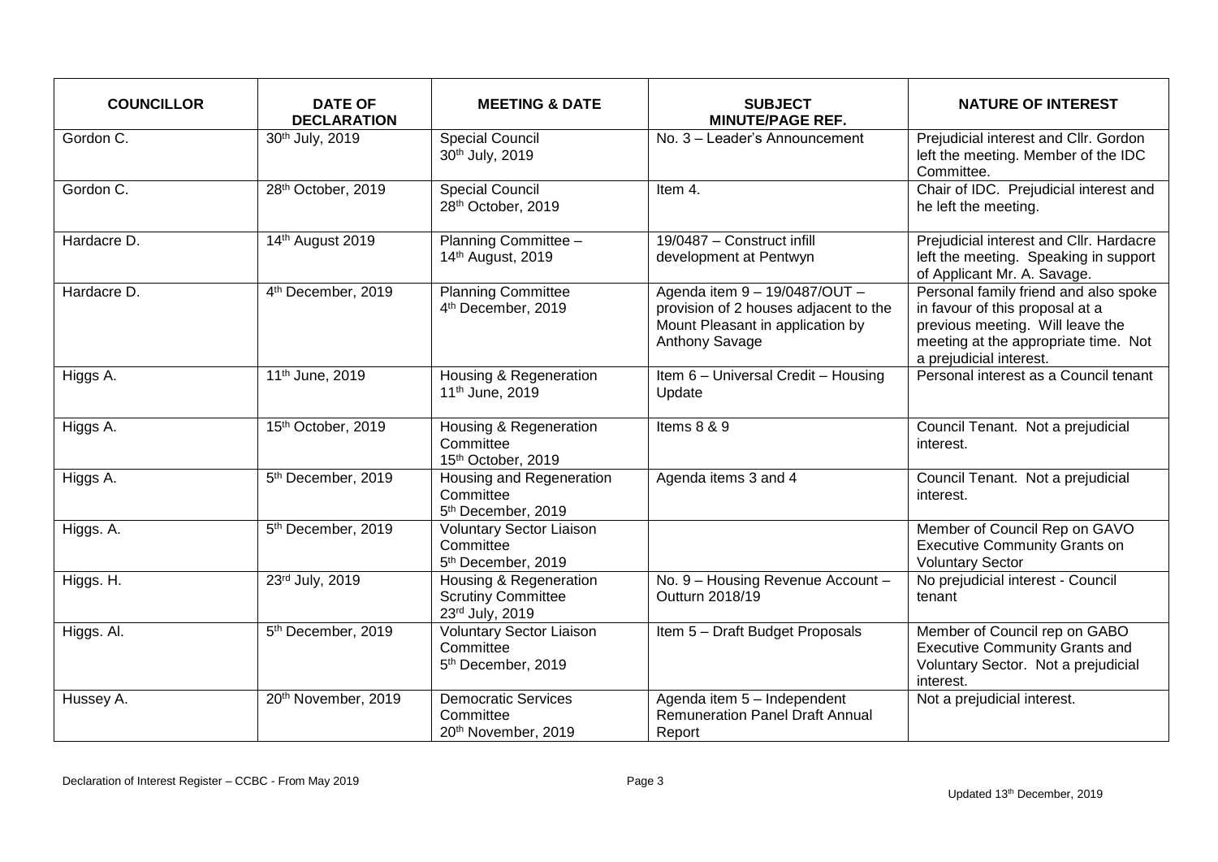| COUNCILLOR | DATE OF DECLARATION | MEETING & DATE | SUBJECT MINUTE/PAGE REF. | NATURE OF INTEREST |
|---|---|---|---|---|
| Gordon C. | 30th July, 2019 | Special Council 30th July, 2019 | No. 3 – Leader's Announcement | Prejudicial interest and Cllr. Gordon left the meeting. Member of the IDC Committee. |
| Gordon C. | 28th October, 2019 | Special Council 28th October, 2019 | Item 4. | Chair of IDC. Prejudicial interest and he left the meeting. |
| Hardacre D. | 14th August 2019 | Planning Committee – 14th August, 2019 | 19/0487 – Construct infill development at Pentwyn | Prejudicial interest and Cllr. Hardacre left the meeting. Speaking in support of Applicant Mr. A. Savage. |
| Hardacre D. | 4th December, 2019 | Planning Committee 4th December, 2019 | Agenda item 9 – 19/0487/OUT – provision of 2 houses adjacent to the Mount Pleasant in application by Anthony Savage | Personal family friend and also spoke in favour of this proposal at a previous meeting. Will leave the meeting at the appropriate time. Not a prejudicial interest. |
| Higgs A. | 11th June, 2019 | Housing & Regeneration 11th June, 2019 | Item 6 – Universal Credit – Housing Update | Personal interest as a Council tenant |
| Higgs A. | 15th October, 2019 | Housing & Regeneration Committee 15th October, 2019 | Items 8 & 9 | Council Tenant. Not a prejudicial interest. |
| Higgs A. | 5th December, 2019 | Housing and Regeneration Committee 5th December, 2019 | Agenda items 3 and 4 | Council Tenant. Not a prejudicial interest. |
| Higgs. A. | 5th December, 2019 | Voluntary Sector Liaison Committee 5th December, 2019 | | Member of Council Rep on GAVO Executive Community Grants on Voluntary Sector |
| Higgs. H. | 23rd July, 2019 | Housing & Regeneration Scrutiny Committee 23rd July, 2019 | No. 9 – Housing Revenue Account – Outturn 2018/19 | No prejudicial interest - Council tenant |
| Higgs. Al. | 5th December, 2019 | Voluntary Sector Liaison Committee 5th December, 2019 | Item 5 – Draft Budget Proposals | Member of Council rep on GABO Executive Community Grants and Voluntary Sector. Not a prejudicial interest. |
| Hussey A. | 20th November, 2019 | Democratic Services Committee 20th November, 2019 | Agenda item 5 – Independent Remuneration Panel Draft Annual Report | Not a prejudicial interest. |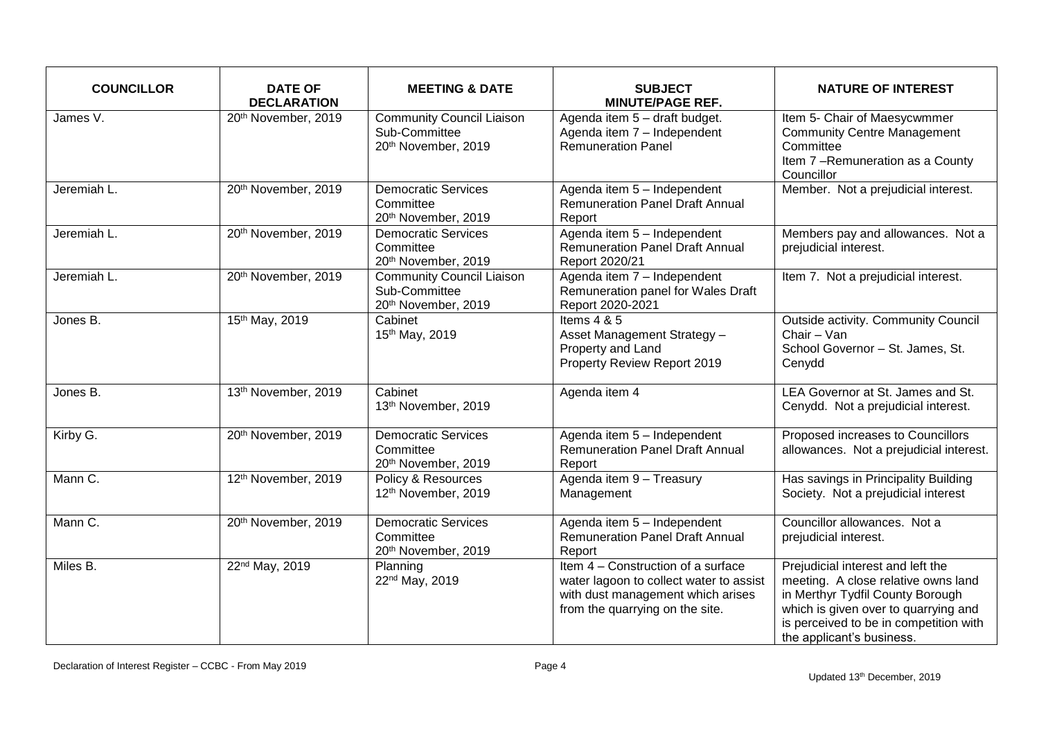| COUNCILLOR | DATE OF DECLARATION | MEETING & DATE | SUBJECT MINUTE/PAGE REF. | NATURE OF INTEREST |
|---|---|---|---|---|
| James V. | 20th November, 2019 | Community Council Liaison Sub-Committee 20th November, 2019 | Agenda item 5 – draft budget. Agenda item 7 – Independent Remuneration Panel | Item 5- Chair of Maesycwmmer Community Centre Management Committee Item 7 –Remuneration as a County Councillor |
| Jeremiah L. | 20th November, 2019 | Democratic Services Committee 20th November, 2019 | Agenda item 5 – Independent Remuneration Panel Draft Annual Report | Member. Not a prejudicial interest. |
| Jeremiah L. | 20th November, 2019 | Democratic Services Committee 20th November, 2019 | Agenda item 5 – Independent Remuneration Panel Draft Annual Report 2020/21 | Members pay and allowances. Not a prejudicial interest. |
| Jeremiah L. | 20th November, 2019 | Community Council Liaison Sub-Committee 20th November, 2019 | Agenda item 7 – Independent Remuneration panel for Wales Draft Report 2020-2021 | Item 7. Not a prejudicial interest. |
| Jones B. | 15th May, 2019 | Cabinet 15th May, 2019 | Items 4 & 5 Asset Management Strategy – Property and Land Property Review Report 2019 | Outside activity. Community Council Chair – Van School Governor – St. James, St. Cenydd |
| Jones B. | 13th November, 2019 | Cabinet 13th November, 2019 | Agenda item 4 | LEA Governor at St. James and St. Cenydd. Not a prejudicial interest. |
| Kirby G. | 20th November, 2019 | Democratic Services Committee 20th November, 2019 | Agenda item 5 – Independent Remuneration Panel Draft Annual Report | Proposed increases to Councillors allowances. Not a prejudicial interest. |
| Mann C. | 12th November, 2019 | Policy & Resources 12th November, 2019 | Agenda item 9 – Treasury Management | Has savings in Principality Building Society. Not a prejudicial interest |
| Mann C. | 20th November, 2019 | Democratic Services Committee 20th November, 2019 | Agenda item 5 – Independent Remuneration Panel Draft Annual Report | Councillor allowances. Not a prejudicial interest. |
| Miles B. | 22nd May, 2019 | Planning 22nd May, 2019 | Item 4 – Construction of a surface water lagoon to collect water to assist with dust management which arises from the quarrying on the site. | Prejudicial interest and left the meeting. A close relative owns land in Merthyr Tydfil County Borough which is given over to quarrying and is perceived to be in competition with the applicant's business. |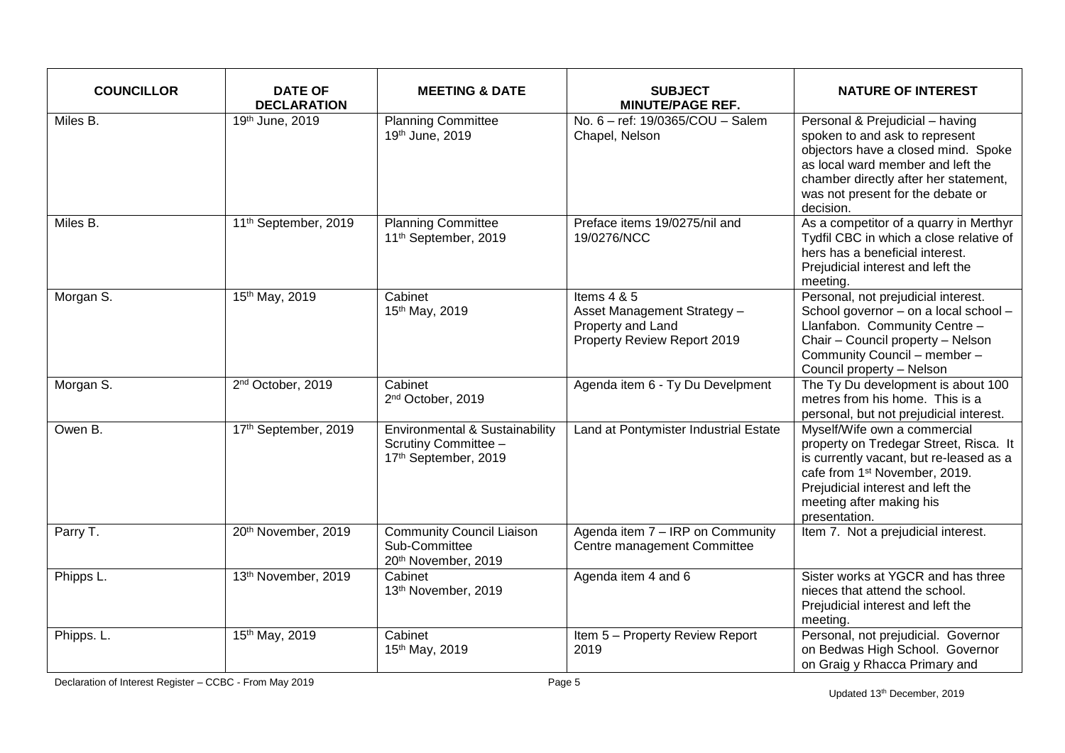| COUNCILLOR | DATE OF DECLARATION | MEETING & DATE | SUBJECT MINUTE/PAGE REF. | NATURE OF INTEREST |
|---|---|---|---|---|
| Miles B. | 19th June, 2019 | Planning Committee 19th June, 2019 | No. 6 – ref: 19/0365/COU – Salem Chapel, Nelson | Personal & Prejudicial – having spoken to and ask to represent objectors have a closed mind. Spoke as local ward member and left the chamber directly after her statement, was not present for the debate or decision. |
| Miles B. | 11th September, 2019 | Planning Committee 11th September, 2019 | Preface items 19/0275/nil and 19/0276/NCC | As a competitor of a quarry in Merthyr Tydfil CBC in which a close relative of hers has a beneficial interest. Prejudicial interest and left the meeting. |
| Morgan S. | 15th May, 2019 | Cabinet 15th May, 2019 | Items 4 & 5 Asset Management Strategy – Property and Land Property Review Report 2019 | Personal, not prejudicial interest. School governor – on a local school – Llanfabon. Community Centre – Chair – Council property – Nelson Community Council – member – Council property – Nelson |
| Morgan S. | 2nd October, 2019 | Cabinet 2nd October, 2019 | Agenda item 6 - Ty Du Develpment | The Ty Du development is about 100 metres from his home. This is a personal, but not prejudicial interest. |
| Owen B. | 17th September, 2019 | Environmental & Sustainability Scrutiny Committee – 17th September, 2019 | Land at Pontymister Industrial Estate | Myself/Wife own a commercial property on Tredegar Street, Risca. It is currently vacant, but re-leased as a cafe from 1st November, 2019. Prejudicial interest and left the meeting after making his presentation. |
| Parry T. | 20th November, 2019 | Community Council Liaison Sub-Committee 20th November, 2019 | Agenda item 7 – IRP on Community Centre management Committee | Item 7. Not a prejudicial interest. |
| Phipps L. | 13th November, 2019 | Cabinet 13th November, 2019 | Agenda item 4 and 6 | Sister works at YGCR and has three nieces that attend the school. Prejudicial interest and left the meeting. |
| Phipps. L. | 15th May, 2019 | Cabinet 15th May, 2019 | Item 5 – Property Review Report 2019 | Personal, not prejudicial. Governor on Bedwas High School. Governor on Graig y Rhacca Primary and |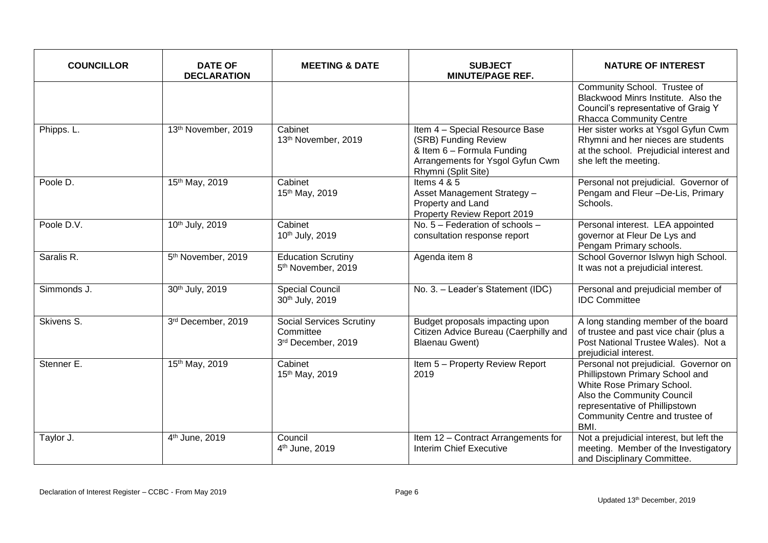| COUNCILLOR | DATE OF DECLARATION | MEETING & DATE | SUBJECT MINUTE/PAGE REF. | NATURE OF INTEREST |
|---|---|---|---|---|
| | | | | Community School. Trustee of Blackwood Minrs Institute. Also the Council's representative of Graig Y Rhacca Community Centre |
| Phipps. L. | 13th November, 2019 | Cabinet 13th November, 2019 | Item 4 – Special Resource Base (SRB) Funding Review & Item 6 – Formula Funding Arrangements for Ysgol Gyfun Cwm Rhymni (Split Site) | Her sister works at Ysgol Gyfun Cwm Rhymni and her nieces are students at the school. Prejudicial interest and she left the meeting. |
| Poole D. | 15th May, 2019 | Cabinet 15th May, 2019 | Items 4 & 5 Asset Management Strategy – Property and Land Property Review Report 2019 | Personal not prejudicial. Governor of Pengam and Fleur –De-Lis, Primary Schools. |
| Poole D.V. | 10th July, 2019 | Cabinet 10th July, 2019 | No. 5 – Federation of schools – consultation response report | Personal interest. LEA appointed governor at Fleur De Lys and Pengam Primary schools. |
| Saralis R. | 5th November, 2019 | Education Scrutiny 5th November, 2019 | Agenda item 8 | School Governor Islwyn high School. It was not a prejudicial interest. |
| Simmonds J. | 30th July, 2019 | Special Council 30th July, 2019 | No. 3. – Leader's Statement (IDC) | Personal and prejudicial member of IDC Committee |
| Skivens S. | 3rd December, 2019 | Social Services Scrutiny Committee 3rd December, 2019 | Budget proposals impacting upon Citizen Advice Bureau (Caerphilly and Blaenau Gwent) | A long standing member of the board of trustee and past vice chair (plus a Post National Trustee Wales). Not a prejudicial interest. |
| Stenner E. | 15th May, 2019 | Cabinet 15th May, 2019 | Item 5 – Property Review Report 2019 | Personal not prejudicial. Governor on Phillipstown Primary School and White Rose Primary School. Also the Community Council representative of Phillipstown Community Centre and trustee of BMI. |
| Taylor J. | 4th June, 2019 | Council 4th June, 2019 | Item 12 – Contract Arrangements for Interim Chief Executive | Not a prejudicial interest, but left the meeting. Member of the Investigatory and Disciplinary Committee. |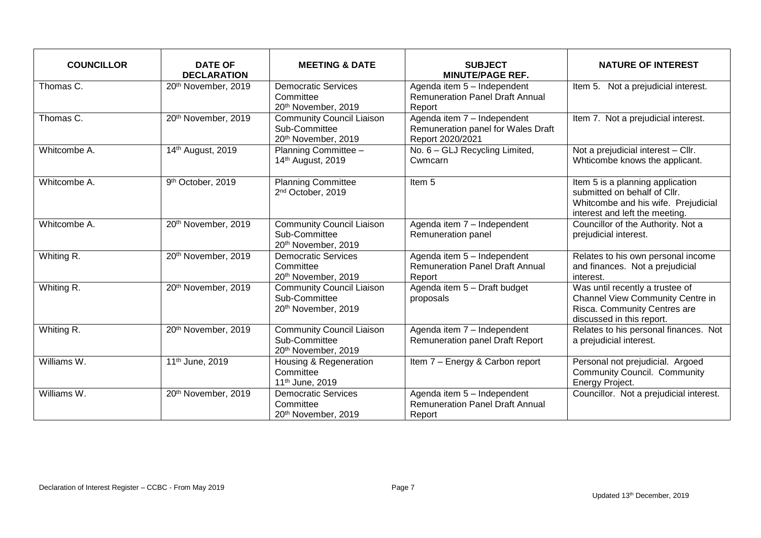| COUNCILLOR | DATE OF DECLARATION | MEETING & DATE | SUBJECT MINUTE/PAGE REF. | NATURE OF INTEREST |
|---|---|---|---|---|
| Thomas C. | 20th November, 2019 | Democratic Services Committee 20th November, 2019 | Agenda item 5 – Independent Remuneration Panel Draft Annual Report | Item 5. Not a prejudicial interest. |
| Thomas C. | 20th November, 2019 | Community Council Liaison Sub-Committee 20th November, 2019 | Agenda item 7 – Independent Remuneration panel for Wales Draft Report 2020/2021 | Item 7. Not a prejudicial interest. |
| Whitcombe A. | 14th August, 2019 | Planning Committee – 14th August, 2019 | No. 6 – GLJ Recycling Limited, Cwmcarn | Not a prejudicial interest – Cllr. Whticombe knows the applicant. |
| Whitcombe A. | 9th October, 2019 | Planning Committee 2nd October, 2019 | Item 5 | Item 5 is a planning application submitted on behalf of Cllr. Whitcombe and his wife. Prejudicial interest and left the meeting. |
| Whitcombe A. | 20th November, 2019 | Community Council Liaison Sub-Committee 20th November, 2019 | Agenda item 7 – Independent Remuneration panel | Councillor of the Authority. Not a prejudicial interest. |
| Whiting R. | 20th November, 2019 | Democratic Services Committee 20th November, 2019 | Agenda item 5 – Independent Remuneration Panel Draft Annual Report | Relates to his own personal income and finances. Not a prejudicial interest. |
| Whiting R. | 20th November, 2019 | Community Council Liaison Sub-Committee 20th November, 2019 | Agenda item 5 – Draft budget proposals | Was until recently a trustee of Channel View Community Centre in Risca. Community Centres are discussed in this report. |
| Whiting R. | 20th November, 2019 | Community Council Liaison Sub-Committee 20th November, 2019 | Agenda item 7 – Independent Remuneration panel Draft Report | Relates to his personal finances. Not a prejudicial interest. |
| Williams W. | 11th June, 2019 | Housing & Regeneration Committee 11th June, 2019 | Item 7 – Energy & Carbon report | Personal not prejudicial. Argoed Community Council. Community Energy Project. |
| Williams W. | 20th November, 2019 | Democratic Services Committee 20th November, 2019 | Agenda item 5 – Independent Remuneration Panel Draft Annual Report | Councillor. Not a prejudicial interest. |

Declaration of Interest Register – CCBC - From May 2019

Updated 13th December, 2019